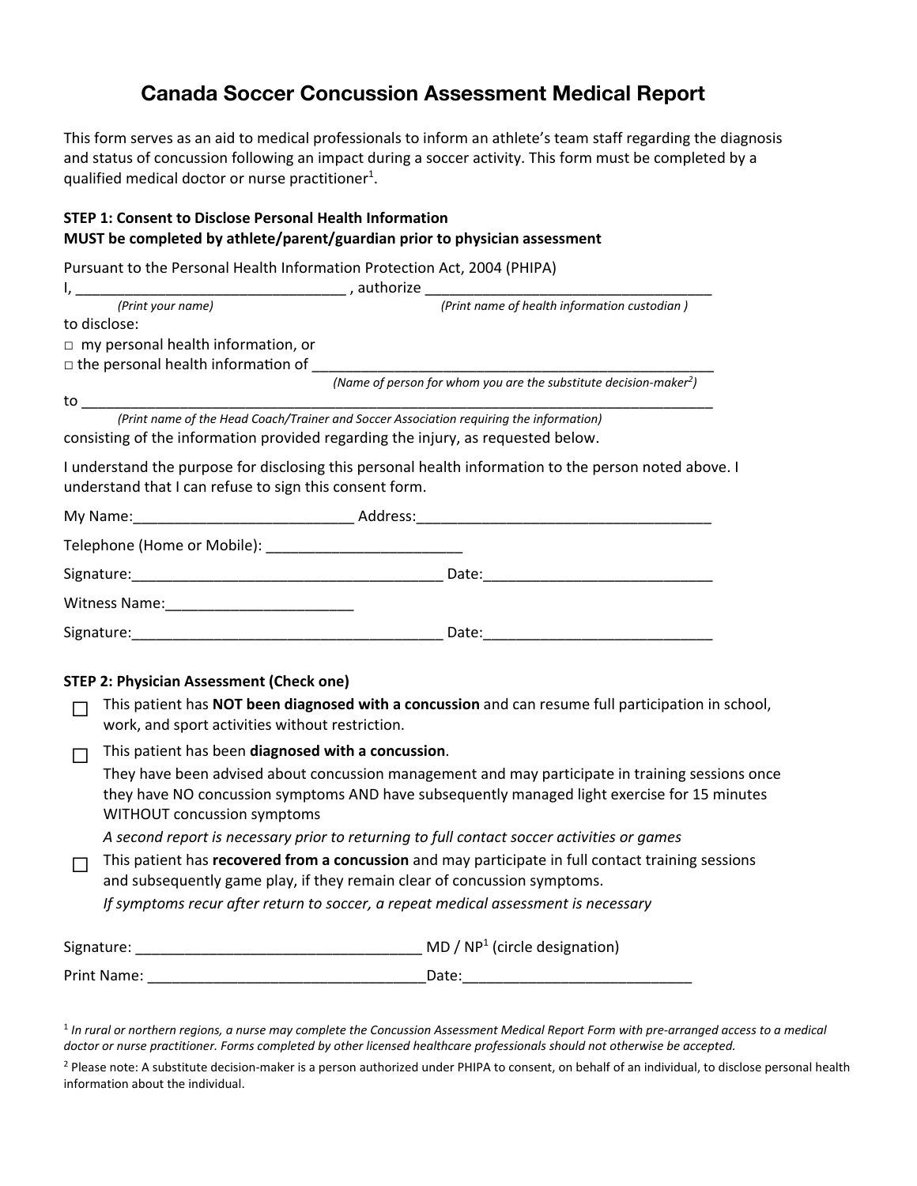# Canada Soccer Concussion Assessment Medical Report

This form serves as an aid to medical professionals to inform an athlete's team staff regarding the diagnosis and status of concussion following an impact during a soccer activity. This form must be completed by a qualified medical doctor or nurse practitioner[1].

**STEP 1: Consent to Disclose Personal Health Information**
**MUST be completed by athlete/parent/guardian prior to physician assessment**

Pursuant to the Personal Health Information Protection Act, 2004 (PHIPA)

I, _________________________________ , authorize ___________________________________

*(Print your name)* *(Print name of health information custodian )*

to disclose:

□ my personal health information, or

□ the personal health information of ___________________________________________________

*(Name of person for whom you are the substitute decision-maker[2])*

to _______________________________________________________________________________

*(Print name of the Head Coach/Trainer and Soccer Association requiring the information)*

consisting of the information provided regarding the injury, as requested below.

I understand the purpose for disclosing this personal health information to the person noted above. I understand that I can refuse to sign this consent form.

My Name:___________________________ Address:____________________________________

Telephone (Home or Mobile): ________________________

Signature:______________________________________ Date:____________________________

Witness Name:_______________________

Signature:______________________________________ Date:____________________________

**STEP 2: Physician Assessment (Check one)**

☐ This patient has **NOT been diagnosed with a concussion** and can resume full participation in school, work, and sport activities without restriction.

☐ This patient has been **diagnosed with a concussion**.
They have been advised about concussion management and may participate in training sessions once they have NO concussion symptoms AND have subsequently managed light exercise for 15 minutes WITHOUT concussion symptoms
*A second report is necessary prior to returning to full contact soccer activities or games*

☐ This patient has **recovered from a concussion** and may participate in full contact training sessions and subsequently game play, if they remain clear of concussion symptoms.
*If symptoms recur after return to soccer, a repeat medical assessment is necessary*

Signature: ___________________________________ MD / NP[1] (circle designation)

Print Name: __________________________________Date:____________________________

[1] *In rural or northern regions, a nurse may complete the Concussion Assessment Medical Report Form with pre-arranged access to a medical doctor or nurse practitioner. Forms completed by other licensed healthcare professionals should not otherwise be accepted.*

[2] Please note: A substitute decision-maker is a person authorized under PHIPA to consent, on behalf of an individual, to disclose personal health information about the individual.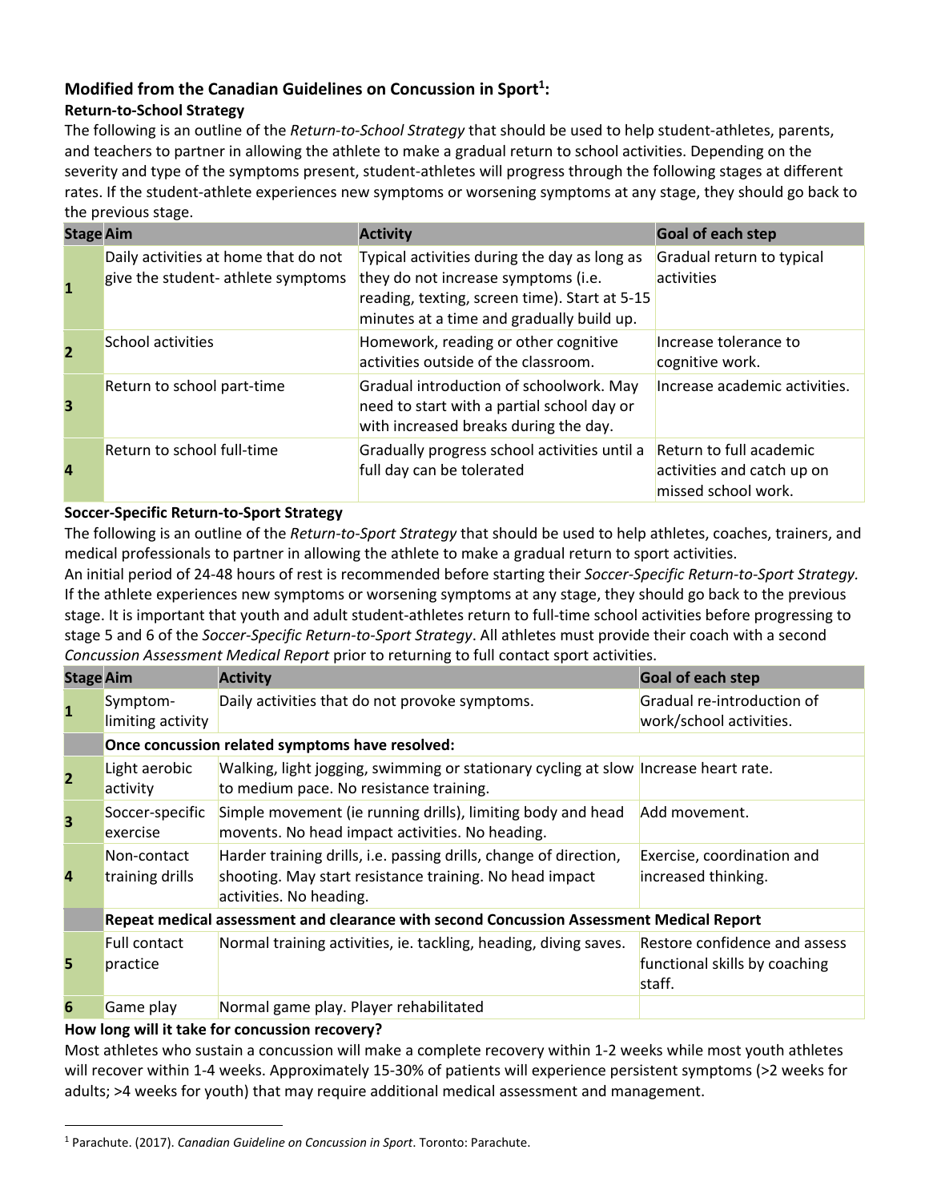### Modified from the Canadian Guidelines on Concussion in Sport[1]:

**Return-to-School Strategy**

The following is an outline of the *Return-to-School Strategy* that should be used to help student-athletes, parents, and teachers to partner in allowing the athlete to make a gradual return to school activities. Depending on the severity and type of the symptoms present, student-athletes will progress through the following stages at different rates. If the student-athlete experiences new symptoms or worsening symptoms at any stage, they should go back to the previous stage.

| Stage | Aim | Activity | Goal of each step |
|---|---|---|---|
| 1 | Daily activities at home that do not give the student- athlete symptoms | Typical activities during the day as long as they do not increase symptoms (i.e. reading, texting, screen time). Start at 5-15 minutes at a time and gradually build up. | Gradual return to typical activities |
| 2 | School activities | Homework, reading or other cognitive activities outside of the classroom. | Increase tolerance to cognitive work. |
| 3 | Return to school part-time | Gradual introduction of schoolwork. May need to start with a partial school day or with increased breaks during the day. | Increase academic activities. |
| 4 | Return to school full-time | Gradually progress school activities until a full day can be tolerated | Return to full academic activities and catch up on missed school work. |

**Soccer-Specific Return-to-Sport Strategy**

The following is an outline of the *Return-to-Sport Strategy* that should be used to help athletes, coaches, trainers, and medical professionals to partner in allowing the athlete to make a gradual return to sport activities.
An initial period of 24-48 hours of rest is recommended before starting their *Soccer-Specific Return-to-Sport Strategy*. If the athlete experiences new symptoms or worsening symptoms at any stage, they should go back to the previous stage. It is important that youth and adult student-athletes return to full-time school activities before progressing to stage 5 and 6 of the *Soccer-Specific Return-to-Sport Strategy*. All athletes must provide their coach with a second *Concussion Assessment Medical Report* prior to returning to full contact sport activities.

| Stage | Aim | Activity | Goal of each step |
|---|---|---|---|
| 1 | Symptom-limiting activity | Daily activities that do not provoke symptoms. | Gradual re-introduction of work/school activities. |
| | **Once concussion related symptoms have resolved:** | | |
| 2 | Light aerobic activity | Walking, light jogging, swimming or stationary cycling at slow to medium pace. No resistance training. | Increase heart rate. |
| 3 | Soccer-specific exercise | Simple movement (ie running drills), limiting body and head movents. No head impact activities. No heading. | Add movement. |
| 4 | Non-contact training drills | Harder training drills, i.e. passing drills, change of direction, shooting. May start resistance training. No head impact activities. No heading. | Exercise, coordination and increased thinking. |
| | **Repeat medical assessment and clearance with second Concussion Assessment Medical Report** | | |
| 5 | Full contact practice | Normal training activities, ie. tackling, heading, diving saves. | Restore confidence and assess functional skills by coaching staff. |
| 6 | Game play | Normal game play. Player rehabilitated | |

**How long will it take for concussion recovery?**

Most athletes who sustain a concussion will make a complete recovery within 1-2 weeks while most youth athletes will recover within 1-4 weeks. Approximately 15-30% of patients will experience persistent symptoms (>2 weeks for adults; >4 weeks for youth) that may require additional medical assessment and management.

[1] Parachute. (2017). *Canadian Guideline on Concussion in Sport*. Toronto: Parachute.